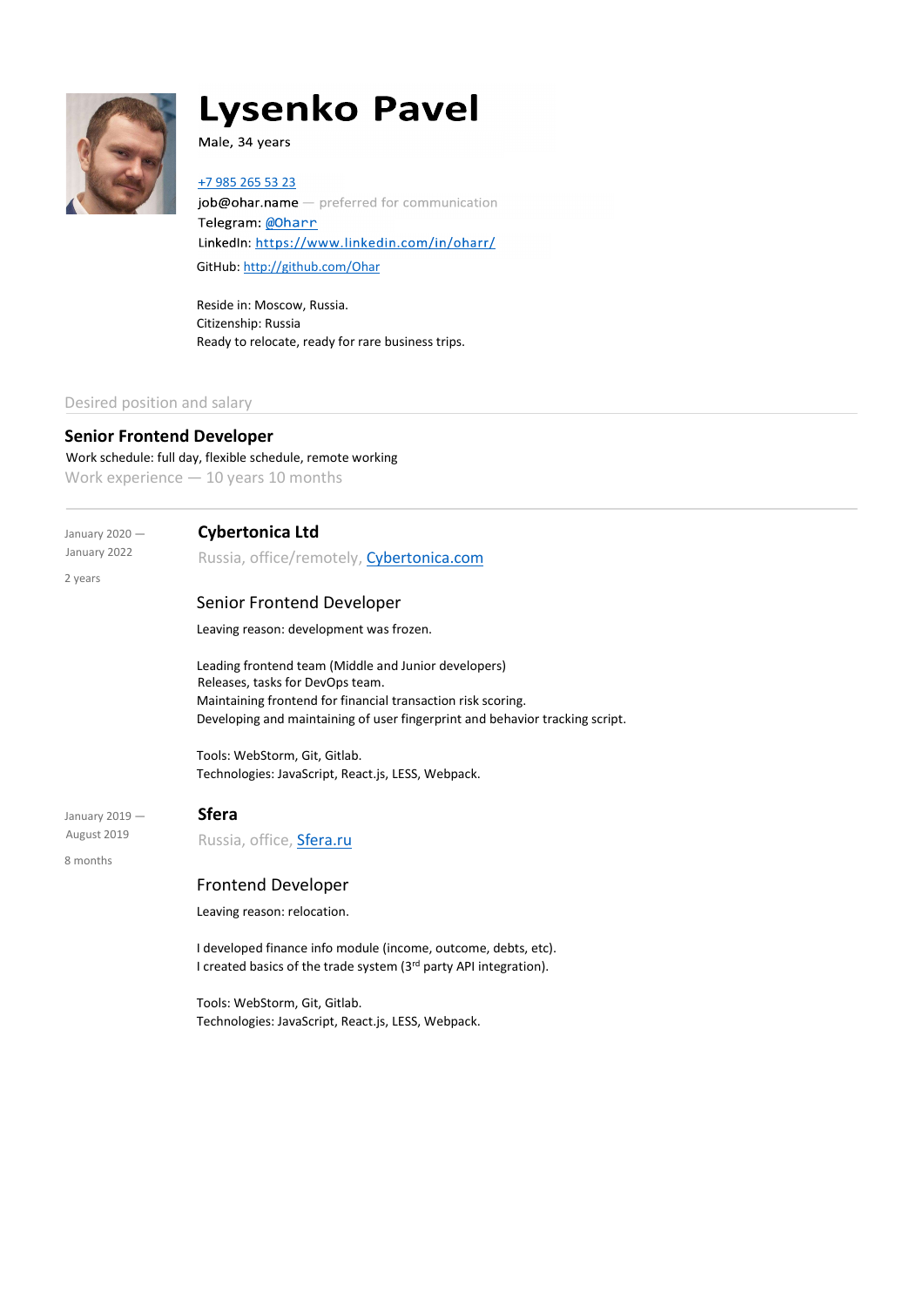# Lysenko Pavel

Male, 34 years

+7 985 265 53 23
job@ohar.name — preferred for communication
Telegram: @Oharr
LinkedIn: https://www.linkedin.com/in/oharr/
GitHub: http://github.com/Ohar

Reside in: Moscow, Russia.
Citizenship: Russia
Ready to relocate, ready for rare business trips.

## Desired position and salary

**Senior Frontend Developer**

Work schedule: full day, flexible schedule, remote working
Work experience — 10 years 10 months

---

January 2020 — January 2022
2 years

### Cybertonica Ltd

Russia, office/remotely, Cybertonica.com

#### Senior Frontend Developer

Leaving reason: development was frozen.

Leading frontend team (Middle and Junior developers)
Releases, tasks for DevOps team.
Maintaining frontend for financial transaction risk scoring.
Developing and maintaining of user fingerprint and behavior tracking script.

Tools: WebStorm, Git, Gitlab.
Technologies: JavaScript, React.js, LESS, Webpack.

January 2019 — August 2019
8 months

### Sfera

Russia, office, Sfera.ru

#### Frontend Developer

Leaving reason: relocation.

I developed finance info module (income, outcome, debts, etc).
I created basics of the trade system (3rd party API integration).

Tools: WebStorm, Git, Gitlab.
Technologies: JavaScript, React.js, LESS, Webpack.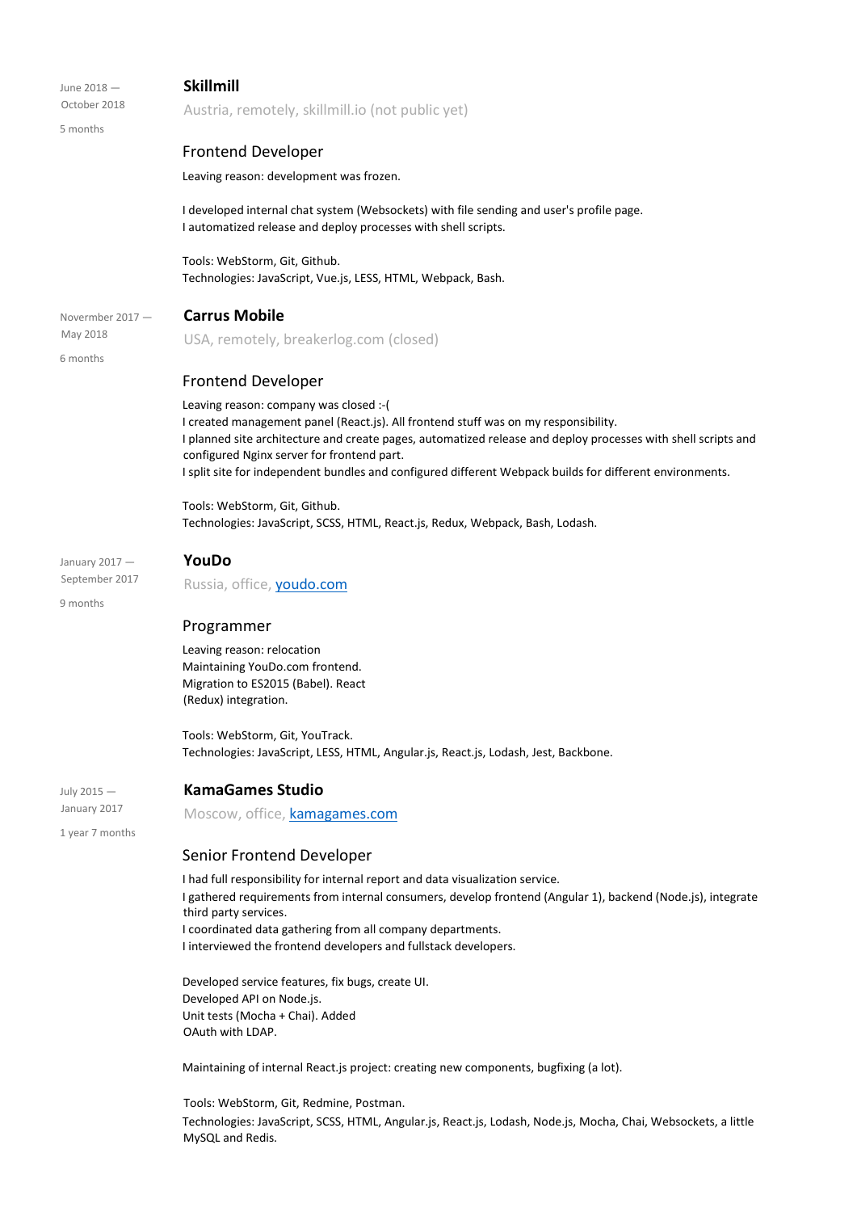June 2018 — October 2018

5 months

## Skillmill

Austria, remotely, skillmill.io (not public yet)

### Frontend Developer

Leaving reason: development was frozen.

I developed internal chat system (Websockets) with file sending and user's profile page.
I automatized release and deploy processes with shell scripts.

Tools: WebStorm, Git, Github.
Technologies: JavaScript, Vue.js, LESS, HTML, Webpack, Bash.

Novermber 2017 — May 2018

6 months

## Carrus Mobile

USA, remotely, breakerlog.com (closed)

### Frontend Developer

Leaving reason: company was closed :-(
I created management panel (React.js). All frontend stuff was on my responsibility.
I planned site architecture and create pages, automatized release and deploy processes with shell scripts and configured Nginx server for frontend part.
I split site for independent bundles and configured different Webpack builds for different environments.

Tools: WebStorm, Git, Github.
Technologies: JavaScript, SCSS, HTML, React.js, Redux, Webpack, Bash, Lodash.

January 2017 — September 2017

9 months

## YouDo

Russia, office, [youdo.com](https://youdo.com)

### Programmer

Leaving reason: relocation
Maintaining YouDo.com frontend.
Migration to ES2015 (Babel). React (Redux) integration.

Tools: WebStorm, Git, YouTrack.
Technologies: JavaScript, LESS, HTML, Angular.js, React.js, Lodash, Jest, Backbone.

July 2015 — January 2017

1 year 7 months

## KamaGames Studio

Moscow, office, [kamagames.com](https://kamagames.com)

### Senior Frontend Developer

I had full responsibility for internal report and data visualization service.
I gathered requirements from internal consumers, develop frontend (Angular 1), backend (Node.js), integrate third party services.
I coordinated data gathering from all company departments.
I interviewed the frontend developers and fullstack developers.

Developed service features, fix bugs, create UI.
Developed API on Node.js.
Unit tests (Mocha + Chai). Added OAuth with LDAP.

Maintaining of internal React.js project: creating new components, bugfixing (a lot).

Tools: WebStorm, Git, Redmine, Postman.
Technologies: JavaScript, SCSS, HTML, Angular.js, React.js, Lodash, Node.js, Mocha, Chai, Websockets, a little MySQL and Redis.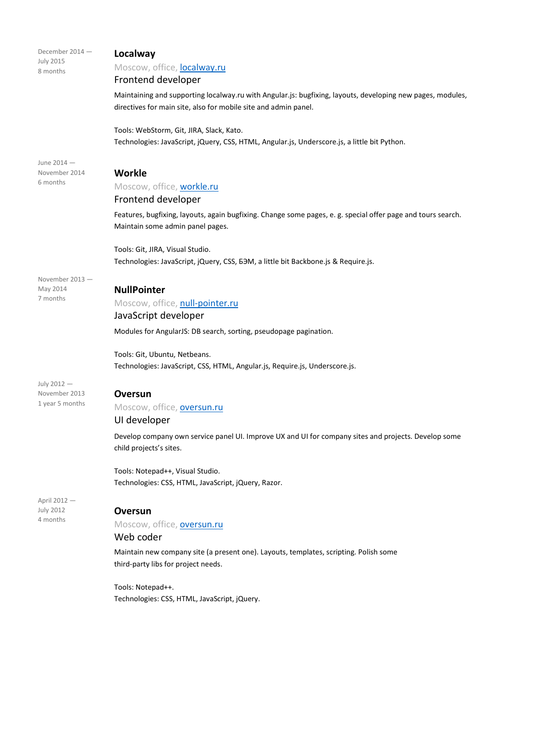December 2014 —
July 2015
8 months

### Localway

Moscow, office, [localway.ru](localway.ru)

Frontend developer

Maintaining and supporting localway.ru with Angular.js: bugfixing, layouts, developing new pages, modules, directives for main site, also for mobile site and admin panel.

Tools: WebStorm, Git, JIRA, Slack, Kato.
Technologies: JavaScript, jQuery, CSS, HTML, Angular.js, Underscore.js, a little bit Python.

June 2014 —
November 2014
6 months

### Workle

Moscow, office, [workle.ru](workle.ru)

Frontend developer

Features, bugfixing, layouts, again bugfixing. Change some pages, e. g. special offer page and tours search. Maintain some admin panel pages.

Tools: Git, JIRA, Visual Studio.
Technologies: JavaScript, jQuery, CSS, БЭМ, a little bit Backbone.js & Require.js.

November 2013 —
May 2014
7 months

### NullPointer

Moscow, office, [null-pointer.ru](null-pointer.ru)

JavaScript developer

Modules for AngularJS: DB search, sorting, pseudopage pagination.

Tools: Git, Ubuntu, Netbeans.
Technologies: JavaScript, CSS, HTML, Angular.js, Require.js, Underscore.js.

July 2012 —
November 2013
1 year 5 months

### Oversun

Moscow, office, [oversun.ru](oversun.ru)

UI developer

Develop company own service panel UI. Improve UX and UI for company sites and projects. Develop some child projects's sites.

Tools: Notepad++, Visual Studio.
Technologies: CSS, HTML, JavaScript, jQuery, Razor.

April 2012 —
July 2012
4 months

### Oversun

Moscow, office, [oversun.ru](oversun.ru)

Web coder

Maintain new company site (a present one). Layouts, templates, scripting. Polish some third-party libs for project needs.

Tools: Notepad++.
Technologies: CSS, HTML, JavaScript, jQuery.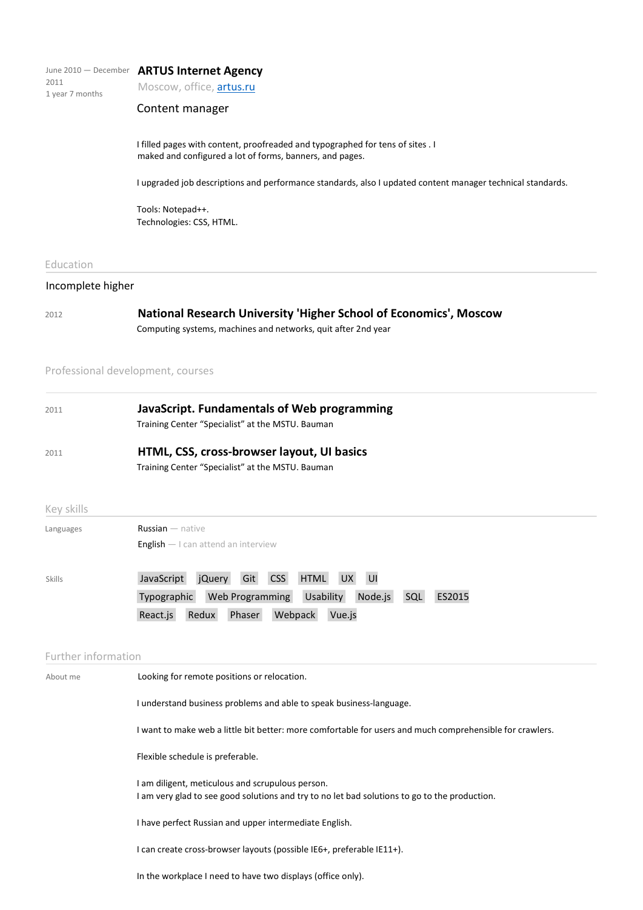June 2010 — December 2011
1 year 7 months

### ARTUS Internet Agency

Moscow, office, [artus.ru](artus.ru)

Content manager

I filled pages with content, proofreaded and typographed for tens of sites . I
maked and configured a lot of forms, banners, and pages.

I upgraded job descriptions and performance standards, also I updated content manager technical standards.

Tools: Notepad++.
Technologies: CSS, HTML.

## Education

Incomplete higher

2012

### National Research University 'Higher School of Economics', Moscow

Computing systems, machines and networks, quit after 2nd year

## Professional development, courses

2011

### JavaScript. Fundamentals of Web programming

Training Center “Specialist” at the MSTU. Bauman

2011

### HTML, CSS, cross-browser layout, UI basics

Training Center “Specialist” at the MSTU. Bauman

## Key skills

Languages

**Russian** — native
**English** — I can attend an interview

Skills

JavaScript, jQuery, Git, CSS, HTML, UX, UI, Typographic, Web Programming, Usability, Node.js, SQL, ES2015, React.js, Redux, Phaser, Webpack, Vue.js

## Further information

About me

Looking for remote positions or relocation.

I understand business problems and able to speak business-language.

I want to make web a little bit better: more comfortable for users and much comprehensible for crawlers.

Flexible schedule is preferable.

I am diligent, meticulous and scrupulous person.
I am very glad to see good solutions and try to no let bad solutions to go to the production.

I have perfect Russian and upper intermediate English.

I can create cross-browser layouts (possible IE6+, preferable IE11+).

In the workplace I need to have two displays (office only).